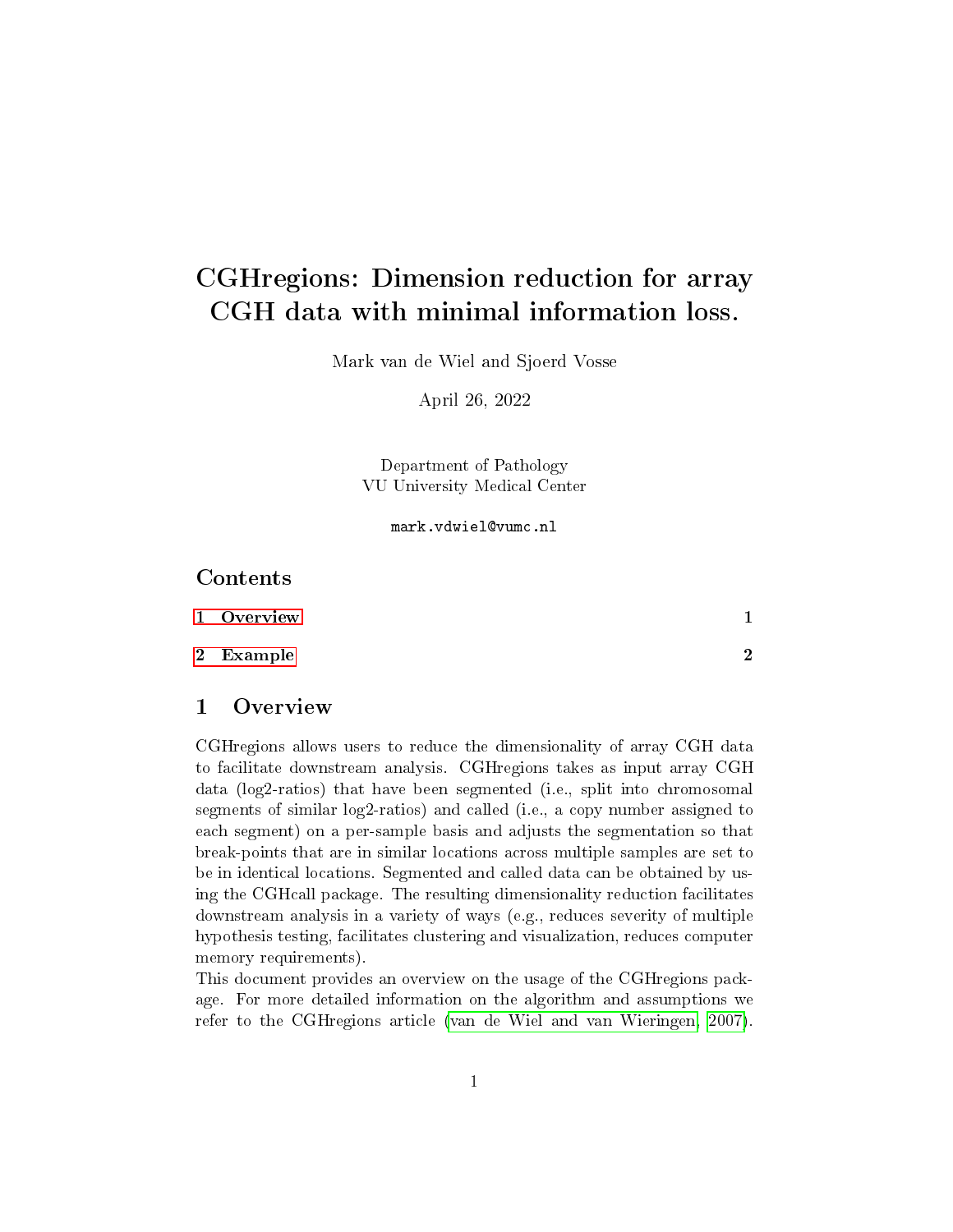# CGHregions: Dimension reduction for array CGH data with minimal information loss.

Mark van de Wiel and Sjoerd Vosse

April 26, 2022

Department of Pathology
VU University Medical Center

mark.vdwiel@vumc.nl

## Contents

1 Overview 1

2 Example 2

## 1 Overview

CGHregions allows users to reduce the dimensionality of array CGH data to facilitate downstream analysis. CGHregions takes as input array CGH data (log2-ratios) that have been segmented (i.e., split into chromosomal segments of similar log2-ratios) and called (i.e., a copy number assigned to each segment) on a per-sample basis and adjusts the segmentation so that break-points that are in similar locations across multiple samples are set to be in identical locations. Segmented and called data can be obtained by using the CGHcall package. The resulting dimensionality reduction facilitates downstream analysis in a variety of ways (e.g., reduces severity of multiple hypothesis testing, facilitates clustering and visualization, reduces computer memory requirements).

This document provides an overview on the usage of the CGHregions package. For more detailed information on the algorithm and assumptions we refer to the CGHregions article (van de Wiel and van Wieringen, 2007).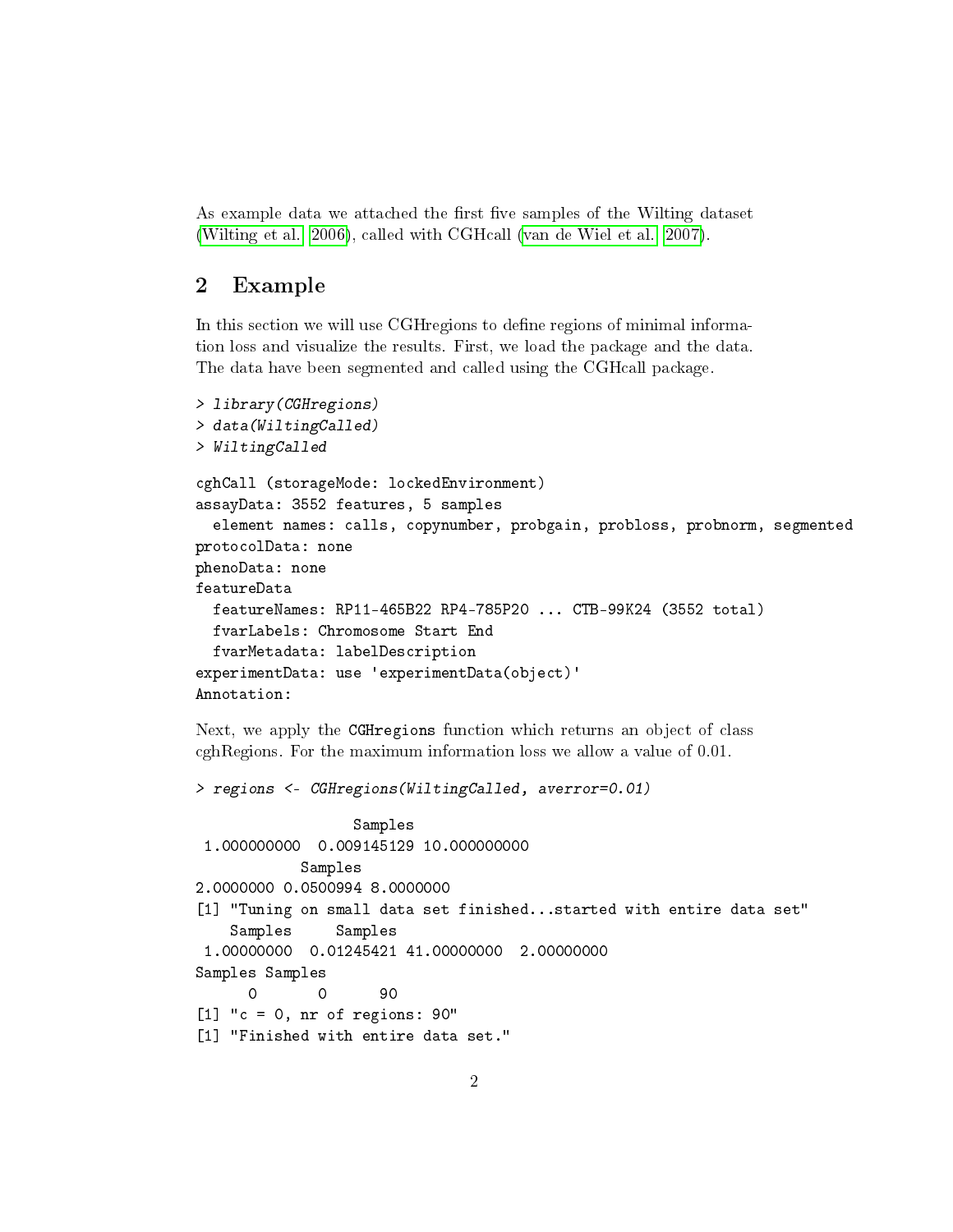As example data we attached the first five samples of the Wilting dataset (Wilting et al. 2006), called with CGHcall (van de Wiel et al. 2007).

## 2 Example

In this section we will use CGHregions to define regions of minimal information loss and visualize the results. First, we load the package and the data. The data have been segmented and called using the CGHcall package.

```
> library(CGHregions)
> data(WiltingCalled)
> WiltingCalled

cghCall (storageMode: lockedEnvironment)
assayData: 3552 features, 5 samples
  element names: calls, copynumber, probgain, probloss, probnorm, segmented
protocolData: none
phenoData: none
featureData
  featureNames: RP11-465B22 RP4-785P20 ... CTB-99K24 (3552 total)
  fvarLabels: Chromosome Start End
  fvarMetadata: labelDescription
experimentData: use 'experimentData(object)'
Annotation:
```

Next, we apply the `CGHregions` function which returns an object of class cghRegions. For the maximum information loss we allow a value of 0.01.

```
> regions <- CGHregions(WiltingCalled, averror=0.01)

                  Samples
 1.000000000  0.009145129 10.000000000
            Samples
2.0000000 0.0500994 8.0000000
[1] "Tuning on small data set finished...started with entire data set"
    Samples     Samples
 1.00000000  0.01245421 41.00000000  2.00000000
Samples Samples
      0       0      90
[1] "c = 0, nr of regions: 90"
[1] "Finished with entire data set."
```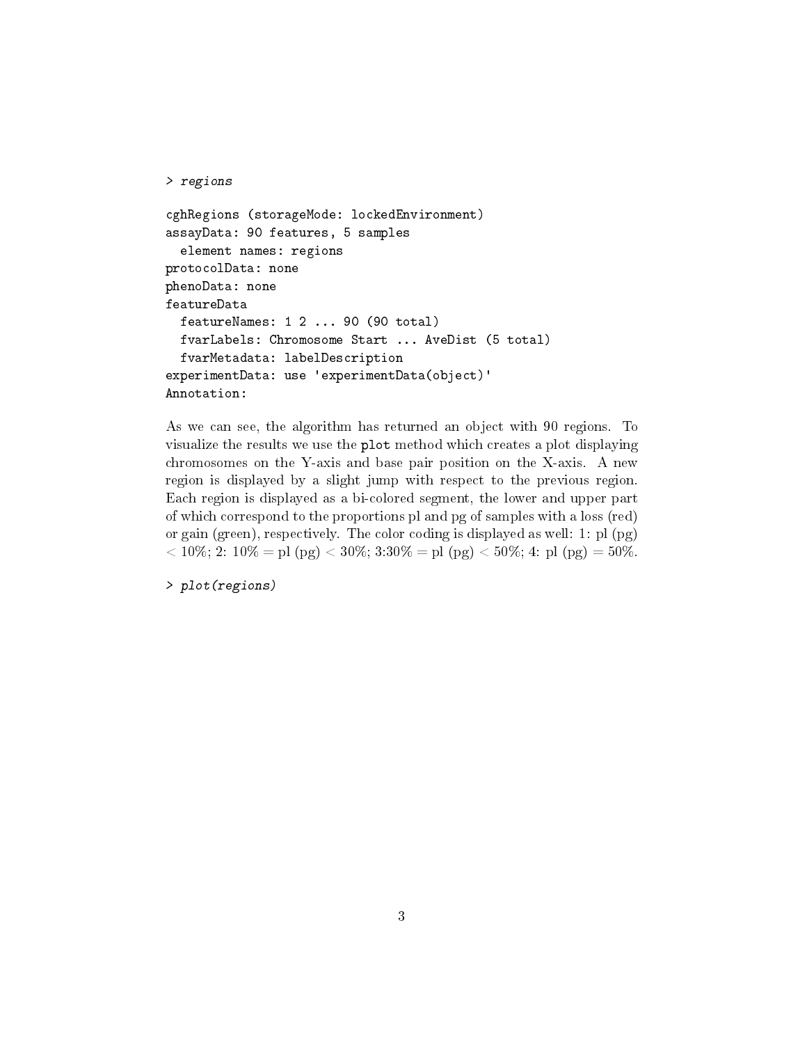```
> regions
```

```
cghRegions (storageMode: lockedEnvironment)
assayData: 90 features, 5 samples
  element names: regions
protocolData: none
phenoData: none
featureData
  featureNames: 1 2 ... 90 (90 total)
  fvarLabels: Chromosome Start ... AveDist (5 total)
  fvarMetadata: labelDescription
experimentData: use 'experimentData(object)'
Annotation:
```

As we can see, the algorithm has returned an object with 90 regions. To visualize the results we use the `plot` method which creates a plot displaying chromosomes on the Y-axis and base pair position on the X-axis. A new region is displayed by a slight jump with respect to the previous region. Each region is displayed as a bi-colored segment, the lower and upper part of which correspond to the proportions pl and pg of samples with a loss (red) or gain (green), respectively. The color coding is displayed as well: 1: pl (pg) $< 10\%$; 2: $10\% =$ pl (pg) $< 30\%$; 3:$30\% =$ pl (pg) $< 50\%$; 4: pl (pg) $= 50\%$.

```
> plot(regions)
```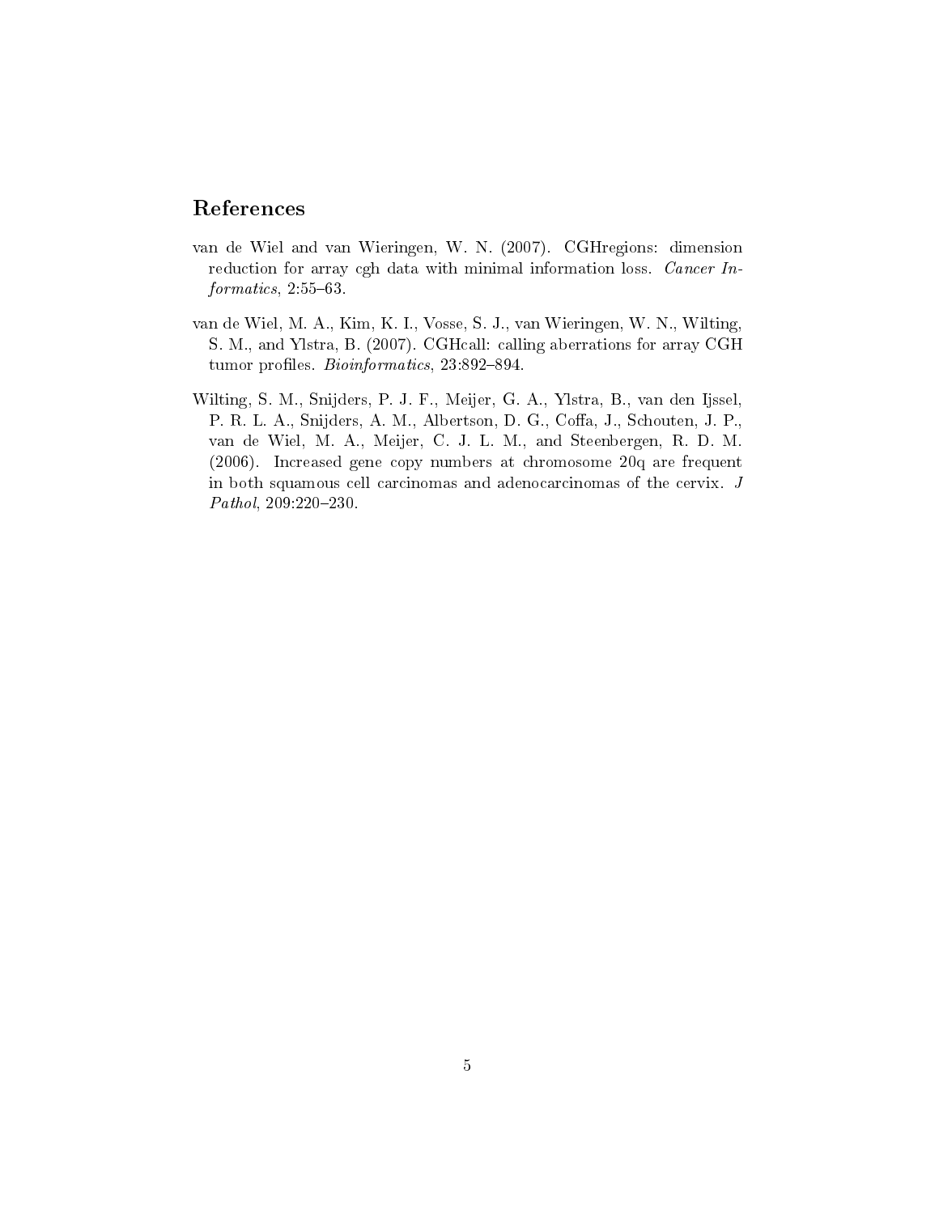## References

van de Wiel and van Wieringen, W. N. (2007). CGHregions: dimension reduction for array cgh data with minimal information loss. *Cancer Informatics*, 2:55–63.

van de Wiel, M. A., Kim, K. I., Vosse, S. J., van Wieringen, W. N., Wilting, S. M., and Ylstra, B. (2007). CGHcall: calling aberrations for array CGH tumor profiles. *Bioinformatics*, 23:892–894.

Wilting, S. M., Snijders, P. J. F., Meijer, G. A., Ylstra, B., van den Ijssel, P. R. L. A., Snijders, A. M., Albertson, D. G., Coffa, J., Schouten, J. P., van de Wiel, M. A., Meijer, C. J. L. M., and Steenbergen, R. D. M. (2006). Increased gene copy numbers at chromosome 20q are frequent in both squamous cell carcinomas and adenocarcinomas of the cervix. *J Pathol*, 209:220–230.